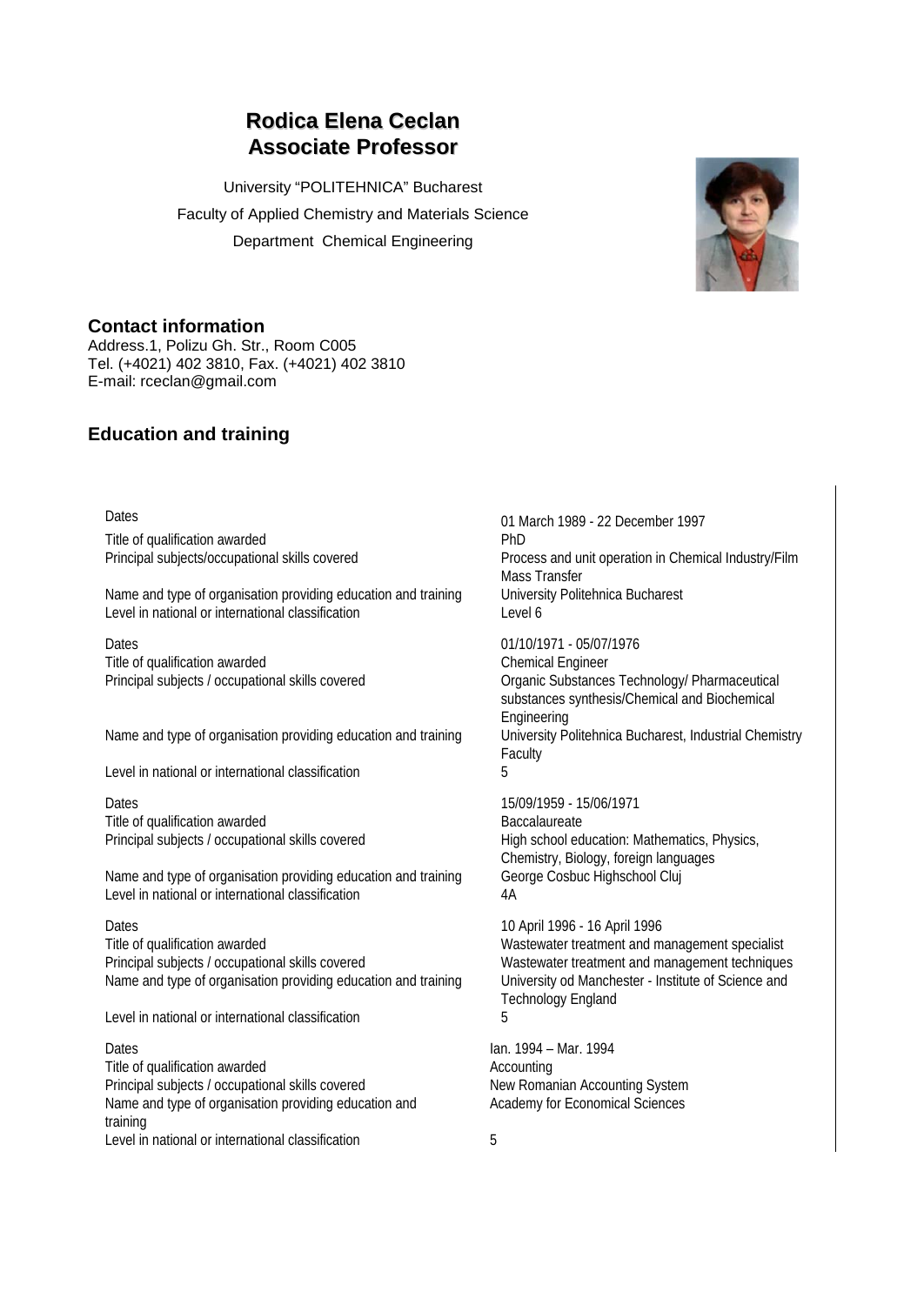# Rodica Elena Ceclan
# Associate Professor

University "POLITEHNICA" Bucharest

Faculty of Applied Chemistry and Materials Science

Department Chemical Engineering

## Contact information

Address.1, Polizu Gh. Str., Room C005
Tel. (+4021) 402 3810, Fax. (+4021) 402 3810
E-mail: rceclan@gmail.com

## Education and training

| | |
|---|---|
| Dates | 01 March 1989 - 22 December 1997 |
| Title of qualification awarded | PhD |
| Principal subjects/occupational skills covered | Process and unit operation in Chemical Industry/Film Mass Transfer |
| Name and type of organisation providing education and training | University Politehnica Bucharest |
| Level in national or international classification | Level 6 |
| Dates | 01/10/1971 - 05/07/1976 |
| Title of qualification awarded | Chemical Engineer |
| Principal subjects / occupational skills covered | Organic Substances Technology/ Pharmaceutical substances synthesis/Chemical and Biochemical Engineering |
| Name and type of organisation providing education and training | University Politehnica Bucharest, Industrial Chemistry Faculty |
| Level in national or international classification | 5 |
| Dates | 15/09/1959 - 15/06/1971 |
| Title of qualification awarded | Baccalaureate |
| Principal subjects / occupational skills covered | High school education: Mathematics, Physics, Chemistry, Biology, foreign languages |
| Name and type of organisation providing education and training | George Cosbuc Highschool Cluj |
| Level in national or international classification | 4A |
| Dates | 10 April 1996 - 16 April 1996 |
| Title of qualification awarded | Wastewater treatment and management specialist |
| Principal subjects / occupational skills covered | Wastewater treatment and management techniques |
| Name and type of organisation providing education and training | University od Manchester - Institute of Science and Technology England |
| Level in national or international classification | 5 |
| Dates | Ian. 1994 – Mar. 1994 |
| Title of qualification awarded | Accounting |
| Principal subjects / occupational skills covered | New Romanian Accounting System |
| Name and type of organisation providing education and training | Academy for Economical Sciences |
| Level in national or international classification | 5 |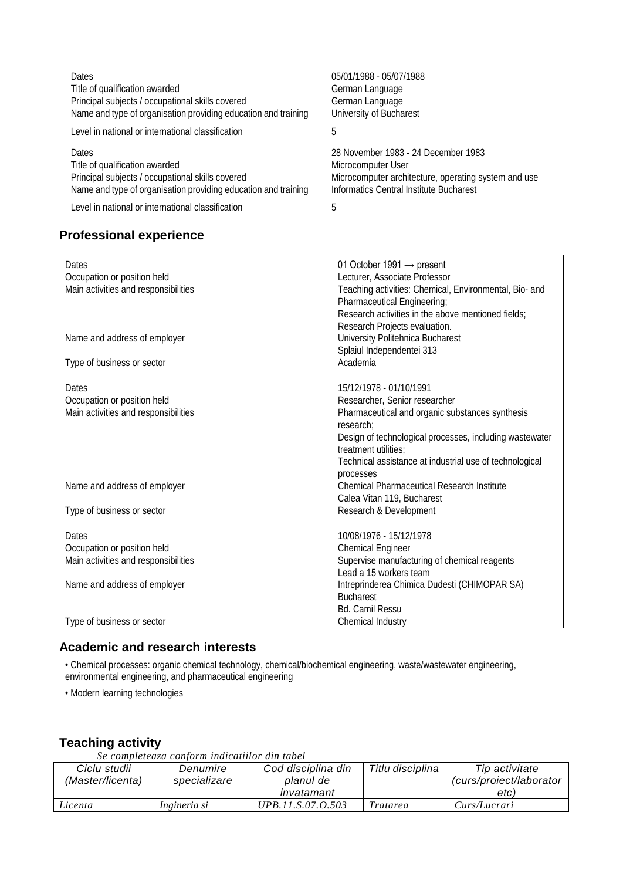| | |
|---|---|
| Dates | 05/01/1988 - 05/07/1988 |
| Title of qualification awarded | German Language |
| Principal subjects / occupational skills covered | German Language |
| Name and type of organisation providing education and training | University of Bucharest |
| Level in national or international classification | 5 |

| | |
|---|---|
| Dates | 28 November 1983 - 24 December 1983 |
| Title of qualification awarded | Microcomputer User |
| Principal subjects / occupational skills covered | Microcomputer architecture, operating system and use |
| Name and type of organisation providing education and training | Informatics Central Institute Bucharest |
| Level in national or international classification | 5 |

## Professional experience

| | |
|---|---|
| Dates | 01 October 1991 → present |
| Occupation or position held | Lecturer, Associate Professor |
| Main activities and responsibilities | Teaching activities: Chemical, Environmental, Bio- and Pharmaceutical Engineering;<br>Research activities in the above mentioned fields;<br>Research Projects evaluation. |
| Name and address of employer | University Politehnica Bucharest<br>Splaiul Independentei 313 |
| Type of business or sector | Academia |

| | |
|---|---|
| Dates | 15/12/1978 - 01/10/1991 |
| Occupation or position held | Researcher, Senior researcher |
| Main activities and responsibilities | Pharmaceutical and organic substances synthesis research;<br>Design of technological processes, including wastewater treatment utilities;<br>Technical assistance at industrial use of technological processes |
| Name and address of employer | Chemical Pharmaceutical Research Institute<br>Calea Vitan 119, Bucharest |
| Type of business or sector | Research & Development |

| | |
|---|---|
| Dates | 10/08/1976 - 15/12/1978 |
| Occupation or position held | Chemical Engineer |
| Main activities and responsibilities | Supervise manufacturing of chemical reagents<br>Lead a 15 workers team |
| Name and address of employer | Intreprinderea Chimica Dudesti (CHIMOPAR SA)<br>Bucharest<br>Bd. Camil Ressu |
| Type of business or sector | Chemical Industry |

## Academic and research interests

- Chemical processes: organic chemical technology, chemical/biochemical engineering, waste/wastewater engineering, environmental engineering, and pharmaceutical engineering
- Modern learning technologies

## Teaching activity

*Se completeaza conform indicatiilor din tabel*

| *Ciclu studii (Master/licenta)* | *Denumire specializare* | *Cod disciplina din planul de invatamant* | *Titlu disciplina* | *Tip activitate (curs/proiect/laborator etc)* |
|---|---|---|---|---|
| *Licenta* | *Ingineria si* | *UPB.11.S.07.O.503* | *Tratarea* | *Curs/Lucrari* |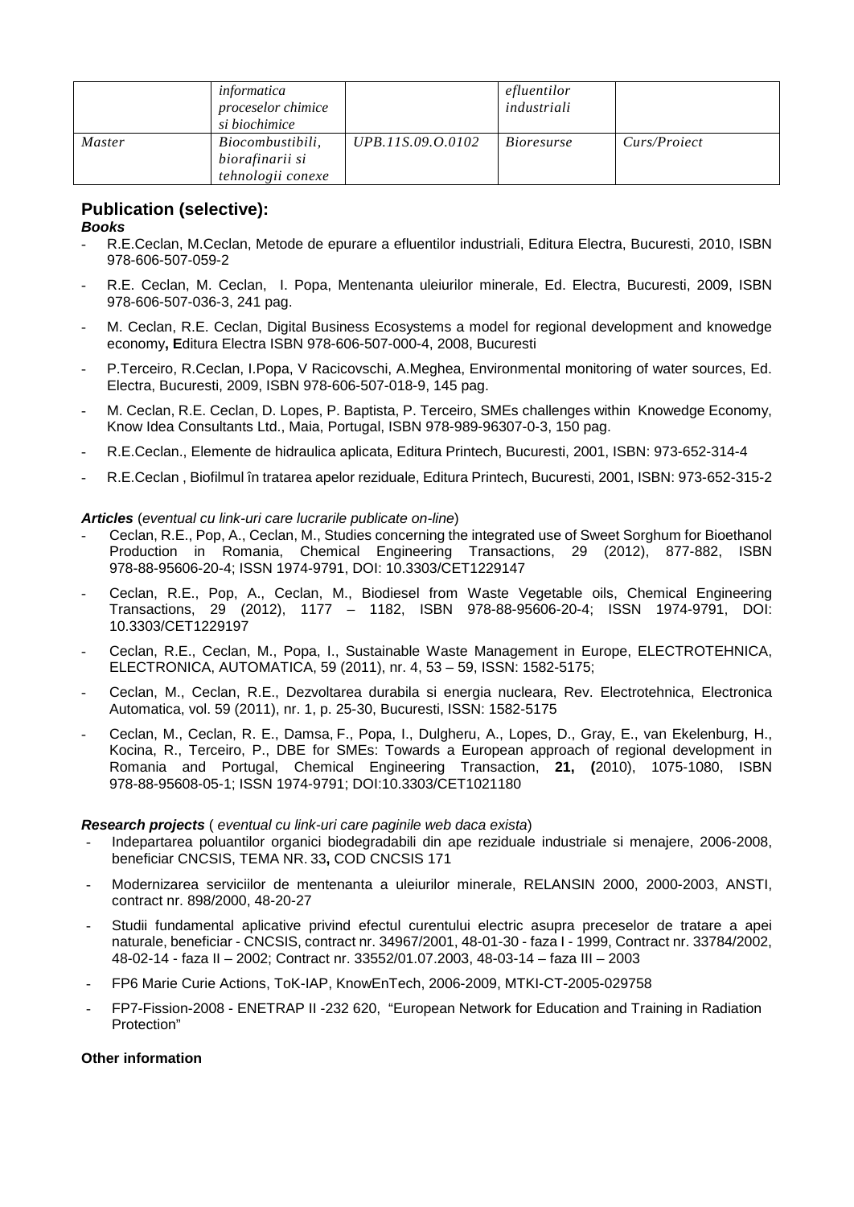| | | | | |
|---|---|---|---|---|
| | *informatica proceselor chimice si biochimice* | | *efluentilor industriali* | |
| *Master* | *Biocombustibili, biorafinarii si tehnologii conexe* | *UPB.11S.09.O.0102* | *Bioresurse* | *Curs/Proiect* |

## Publication (selective):

***Books***

- R.E.Ceclan, M.Ceclan, Metode de epurare a efluentilor industriali, Editura Electra, Bucuresti, 2010, ISBN 978-606-507-059-2
- R.E. Ceclan, M. Ceclan, I. Popa, Mentenanta uleiurilor minerale, Ed. Electra, Bucuresti, 2009, ISBN 978-606-507-036-3, 241 pag.
- M. Ceclan, R.E. Ceclan, Digital Business Ecosystems a model for regional development and knowedge economy**, E**ditura Electra ISBN 978-606-507-000-4, 2008, Bucuresti
- P.Terceiro, R.Ceclan, I.Popa, V Racicovschi, A.Meghea, Environmental monitoring of water sources, Ed. Electra, Bucuresti, 2009, ISBN 978-606-507-018-9, 145 pag.
- M. Ceclan, R.E. Ceclan, D. Lopes, P. Baptista, P. Terceiro, SMEs challenges within Knowedge Economy, Know Idea Consultants Ltd., Maia, Portugal, ISBN 978-989-96307-0-3, 150 pag.
- R.E.Ceclan., Elemente de hidraulica aplicata, Editura Printech, Bucuresti, 2001, ISBN: 973-652-314-4
- R.E.Ceclan , Biofilmul în tratarea apelor reziduale, Editura Printech, Bucuresti, 2001, ISBN: 973-652-315-2

***Articles*** (*eventual cu link-uri care lucrarile publicate on-line*)

- Ceclan, R.E., Pop, A., Ceclan, M., Studies concerning the integrated use of Sweet Sorghum for Bioethanol Production in Romania, Chemical Engineering Transactions, 29 (2012), 877-882, ISBN 978-88-95606-20-4; ISSN 1974-9791, DOI: 10.3303/CET1229147
- Ceclan, R.E., Pop, A., Ceclan, M., Biodiesel from Waste Vegetable oils, Chemical Engineering Transactions, 29 (2012), 1177 – 1182, ISBN 978-88-95606-20-4; ISSN 1974-9791, DOI: 10.3303/CET1229197
- Ceclan, R.E., Ceclan, M., Popa, I., Sustainable Waste Management in Europe, ELECTROTEHNICA, ELECTRONICA, AUTOMATICA, 59 (2011), nr. 4, 53 – 59, ISSN: 1582-5175;
- Ceclan, M., Ceclan, R.E., Dezvoltarea durabila si energia nucleara, Rev. Electrotehnica, Electronica Automatica, vol. 59 (2011), nr. 1, p. 25-30, Bucuresti, ISSN: 1582-5175
- Ceclan, M., Ceclan, R. E., Damsa, F., Popa, I., Dulgheru, A., Lopes, D., Gray, E., van Ekelenburg, H., Kocina, R., Terceiro, P., DBE for SMEs: Towards a European approach of regional development in Romania and Portugal, Chemical Engineering Transaction, **21, (**2010), 1075-1080, ISBN 978-88-95608-05-1; ISSN 1974-9791; DOI:10.3303/CET1021180

***Research projects*** ( *eventual cu link-uri care paginile web daca exista*)

- Indepartarea poluantilor organici biodegradabili din ape reziduale industriale si menajere, 2006-2008, beneficiar CNCSIS, TEMA NR. 33**,** COD CNCSIS 171
- Modernizarea serviciilor de mentenanta a uleiurilor minerale, RELANSIN 2000, 2000-2003, ANSTI, contract nr. 898/2000, 48-20-27
- Studii fundamental aplicative privind efectul curentului electric asupra preceselor de tratare a apei naturale, beneficiar - CNCSIS, contract nr. 34967/2001, 48-01-30 - faza I - 1999, Contract nr. 33784/2002, 48-02-14 - faza II – 2002; Contract nr. 33552/01.07.2003, 48-03-14 – faza III – 2003
- FP6 Marie Curie Actions, ToK-IAP, KnowEnTech, 2006-2009, MTKI-CT-2005-029758
- FP7-Fission-2008 - ENETRAP II -232 620, "European Network for Education and Training in Radiation Protection"

**Other information**